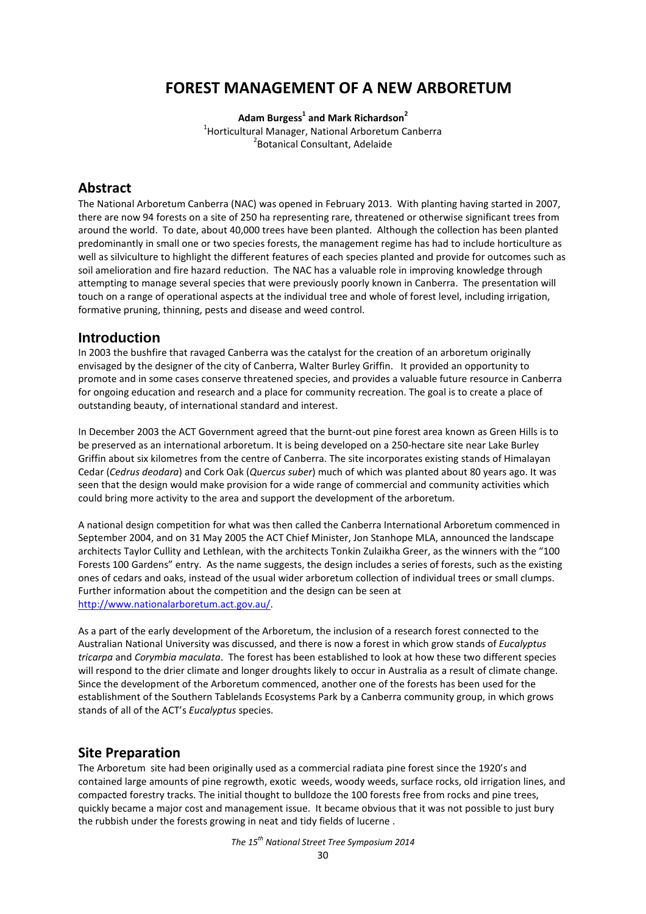# FOREST MANAGEMENT OF A NEW ARBORETUM

**Adam Burgess[1] and Mark Richardson[2]**

[1]Horticultural Manager, National Arboretum Canberra
[2]Botanical Consultant, Adelaide

## Abstract

The National Arboretum Canberra (NAC) was opened in February 2013. With planting having started in 2007, there are now 94 forests on a site of 250 ha representing rare, threatened or otherwise significant trees from around the world. To date, about 40,000 trees have been planted. Although the collection has been planted predominantly in small one or two species forests, the management regime has had to include horticulture as well as silviculture to highlight the different features of each species planted and provide for outcomes such as soil amelioration and fire hazard reduction. The NAC has a valuable role in improving knowledge through attempting to manage several species that were previously poorly known in Canberra. The presentation will touch on a range of operational aspects at the individual tree and whole of forest level, including irrigation, formative pruning, thinning, pests and disease and weed control.

## Introduction

In 2003 the bushfire that ravaged Canberra was the catalyst for the creation of an arboretum originally envisaged by the designer of the city of Canberra, Walter Burley Griffin. It provided an opportunity to promote and in some cases conserve threatened species, and provides a valuable future resource in Canberra for ongoing education and research and a place for community recreation. The goal is to create a place of outstanding beauty, of international standard and interest.

In December 2003 the ACT Government agreed that the burnt-out pine forest area known as Green Hills is to be preserved as an international arboretum. It is being developed on a 250-hectare site near Lake Burley Griffin about six kilometres from the centre of Canberra. The site incorporates existing stands of Himalayan Cedar (*Cedrus deodara*) and Cork Oak (*Quercus suber*) much of which was planted about 80 years ago. It was seen that the design would make provision for a wide range of commercial and community activities which could bring more activity to the area and support the development of the arboretum.

A national design competition for what was then called the Canberra International Arboretum commenced in September 2004, and on 31 May 2005 the ACT Chief Minister, Jon Stanhope MLA, announced the landscape architects Taylor Cullity and Lethlean, with the architects Tonkin Zulaikha Greer, as the winners with the "100 Forests 100 Gardens" entry. As the name suggests, the design includes a series of forests, such as the existing ones of cedars and oaks, instead of the usual wider arboretum collection of individual trees or small clumps. Further information about the competition and the design can be seen at http://www.nationalarboretum.act.gov.au/.

As a part of the early development of the Arboretum, the inclusion of a research forest connected to the Australian National University was discussed, and there is now a forest in which grow stands of *Eucalyptus tricarpa* and *Corymbia maculata*. The forest has been established to look at how these two different species will respond to the drier climate and longer droughts likely to occur in Australia as a result of climate change. Since the development of the Arboretum commenced, another one of the forests has been used for the establishment of the Southern Tablelands Ecosystems Park by a Canberra community group, in which grows stands of all of the ACT's *Eucalyptus* species.

## Site Preparation

The Arboretum site had been originally used as a commercial radiata pine forest since the 1920's and contained large amounts of pine regrowth, exotic weeds, woody weeds, surface rocks, old irrigation lines, and compacted forestry tracks. The initial thought to bulldoze the 100 forests free from rocks and pine trees, quickly became a major cost and management issue. It became obvious that it was not possible to just bury the rubbish under the forests growing in neat and tidy fields of lucerne .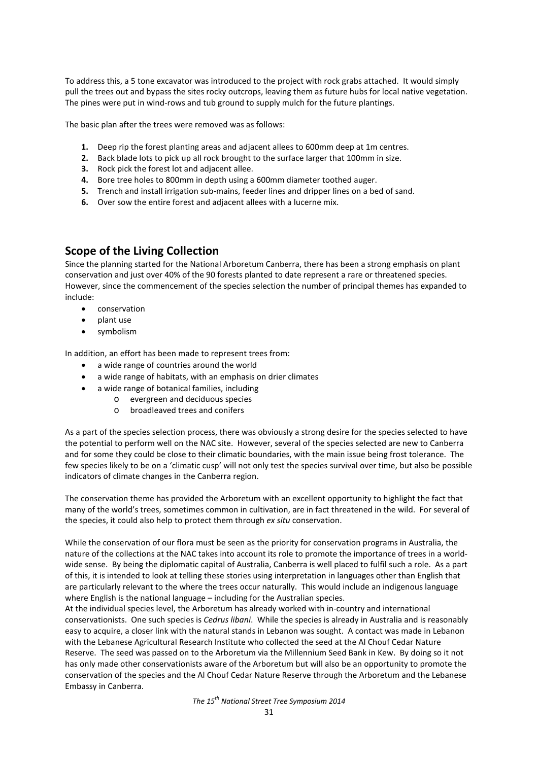To address this, a 5 tone excavator was introduced to the project with rock grabs attached. It would simply pull the trees out and bypass the sites rocky outcrops, leaving them as future hubs for local native vegetation. The pines were put in wind-rows and tub ground to supply mulch for the future plantings.

The basic plan after the trees were removed was as follows:

1. Deep rip the forest planting areas and adjacent allees to 600mm deep at 1m centres.
2. Back blade lots to pick up all rock brought to the surface larger that 100mm in size.
3. Rock pick the forest lot and adjacent allee.
4. Bore tree holes to 800mm in depth using a 600mm diameter toothed auger.
5. Trench and install irrigation sub-mains, feeder lines and dripper lines on a bed of sand.
6. Over sow the entire forest and adjacent allees with a lucerne mix.

## Scope of the Living Collection

Since the planning started for the National Arboretum Canberra, there has been a strong emphasis on plant conservation and just over 40% of the 90 forests planted to date represent a rare or threatened species. However, since the commencement of the species selection the number of principal themes has expanded to include:

- conservation
- plant use
- symbolism

In addition, an effort has been made to represent trees from:

- a wide range of countries around the world
- a wide range of habitats, with an emphasis on drier climates
- a wide range of botanical families, including
  - evergreen and deciduous species
  - broadleaved trees and conifers

As a part of the species selection process, there was obviously a strong desire for the species selected to have the potential to perform well on the NAC site. However, several of the species selected are new to Canberra and for some they could be close to their climatic boundaries, with the main issue being frost tolerance. The few species likely to be on a 'climatic cusp' will not only test the species survival over time, but also be possible indicators of climate changes in the Canberra region.

The conservation theme has provided the Arboretum with an excellent opportunity to highlight the fact that many of the world's trees, sometimes common in cultivation, are in fact threatened in the wild. For several of the species, it could also help to protect them through *ex situ* conservation.

While the conservation of our flora must be seen as the priority for conservation programs in Australia, the nature of the collections at the NAC takes into account its role to promote the importance of trees in a world-wide sense. By being the diplomatic capital of Australia, Canberra is well placed to fulfil such a role. As a part of this, it is intended to look at telling these stories using interpretation in languages other than English that are particularly relevant to the where the trees occur naturally. This would include an indigenous language where English is the national language – including for the Australian species.

At the individual species level, the Arboretum has already worked with in-country and international conservationists. One such species is *Cedrus libani*. While the species is already in Australia and is reasonably easy to acquire, a closer link with the natural stands in Lebanon was sought. A contact was made in Lebanon with the Lebanese Agricultural Research Institute who collected the seed at the Al Chouf Cedar Nature Reserve. The seed was passed on to the Arboretum via the Millennium Seed Bank in Kew. By doing so it not has only made other conservationists aware of the Arboretum but will also be an opportunity to promote the conservation of the species and the Al Chouf Cedar Nature Reserve through the Arboretum and the Lebanese Embassy in Canberra.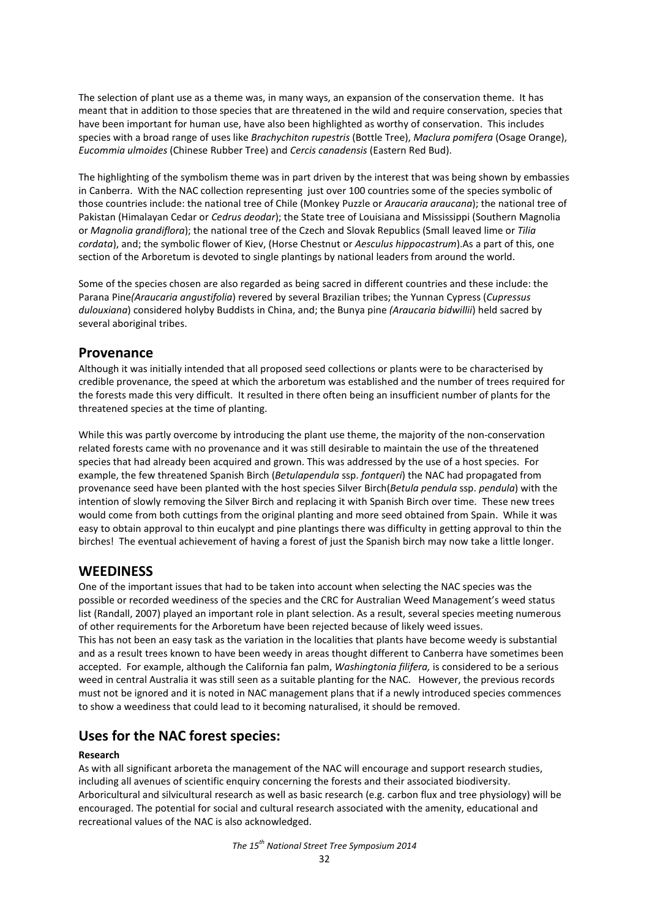The selection of plant use as a theme was, in many ways, an expansion of the conservation theme. It has meant that in addition to those species that are threatened in the wild and require conservation, species that have been important for human use, have also been highlighted as worthy of conservation. This includes species with a broad range of uses like *Brachychiton rupestris* (Bottle Tree), *Maclura pomifera* (Osage Orange), *Eucommia ulmoides* (Chinese Rubber Tree) and *Cercis canadensis* (Eastern Red Bud).

The highlighting of the symbolism theme was in part driven by the interest that was being shown by embassies in Canberra. With the NAC collection representing just over 100 countries some of the species symbolic of those countries include: the national tree of Chile (Monkey Puzzle or *Araucaria araucana*); the national tree of Pakistan (Himalayan Cedar or *Cedrus deodar*); the State tree of Louisiana and Mississippi (Southern Magnolia or *Magnolia grandiflora*); the national tree of the Czech and Slovak Republics (Small leaved lime or *Tilia cordata*), and; the symbolic flower of Kiev, (Horse Chestnut or *Aesculus hippocastrum*).As a part of this, one section of the Arboretum is devoted to single plantings by national leaders from around the world.

Some of the species chosen are also regarded as being sacred in different countries and these include: the Parana Pine*(Araucaria angustifolia*) revered by several Brazilian tribes; the Yunnan Cypress (*Cupressus dulouxiana*) considered holyby Buddists in China, and; the Bunya pine *(Araucaria bidwillii*) held sacred by several aboriginal tribes.

## Provenance

Although it was initially intended that all proposed seed collections or plants were to be characterised by credible provenance, the speed at which the arboretum was established and the number of trees required for the forests made this very difficult. It resulted in there often being an insufficient number of plants for the threatened species at the time of planting.

While this was partly overcome by introducing the plant use theme, the majority of the non-conservation related forests came with no provenance and it was still desirable to maintain the use of the threatened species that had already been acquired and grown. This was addressed by the use of a host species. For example, the few threatened Spanish Birch (*Betulapendula* ssp. *fontqueri*) the NAC had propagated from provenance seed have been planted with the host species Silver Birch(*Betula pendula* ssp. *pendula*) with the intention of slowly removing the Silver Birch and replacing it with Spanish Birch over time. These new trees would come from both cuttings from the original planting and more seed obtained from Spain. While it was easy to obtain approval to thin eucalypt and pine plantings there was difficulty in getting approval to thin the birches! The eventual achievement of having a forest of just the Spanish birch may now take a little longer.

## WEEDINESS

One of the important issues that had to be taken into account when selecting the NAC species was the possible or recorded weediness of the species and the CRC for Australian Weed Management's weed status list (Randall, 2007) played an important role in plant selection. As a result, several species meeting numerous of other requirements for the Arboretum have been rejected because of likely weed issues.

This has not been an easy task as the variation in the localities that plants have become weedy is substantial and as a result trees known to have been weedy in areas thought different to Canberra have sometimes been accepted. For example, although the California fan palm, *Washingtonia filifera,* is considered to be a serious weed in central Australia it was still seen as a suitable planting for the NAC. However, the previous records must not be ignored and it is noted in NAC management plans that if a newly introduced species commences to show a weediness that could lead to it becoming naturalised, it should be removed.

## Uses for the NAC forest species:

#### Research

As with all significant arboreta the management of the NAC will encourage and support research studies, including all avenues of scientific enquiry concerning the forests and their associated biodiversity. Arboricultural and silvicultural research as well as basic research (e.g. carbon flux and tree physiology) will be encouraged. The potential for social and cultural research associated with the amenity, educational and recreational values of the NAC is also acknowledged.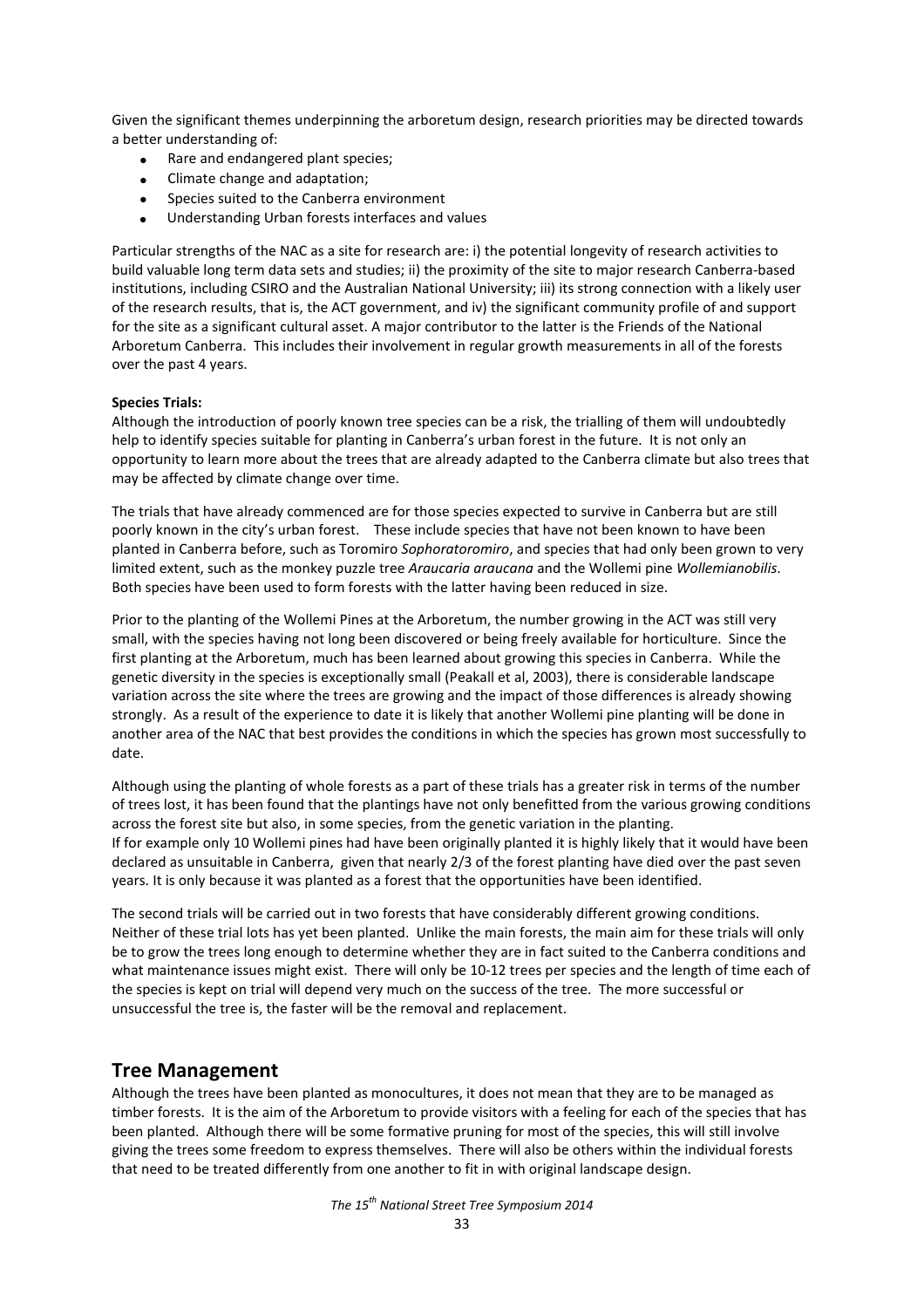Given the significant themes underpinning the arboretum design, research priorities may be directed towards a better understanding of:

- Rare and endangered plant species;
- Climate change and adaptation;
- Species suited to the Canberra environment
- Understanding Urban forests interfaces and values

Particular strengths of the NAC as a site for research are: i) the potential longevity of research activities to build valuable long term data sets and studies; ii) the proximity of the site to major research Canberra-based institutions, including CSIRO and the Australian National University; iii) its strong connection with a likely user of the research results, that is, the ACT government, and iv) the significant community profile of and support for the site as a significant cultural asset. A major contributor to the latter is the Friends of the National Arboretum Canberra. This includes their involvement in regular growth measurements in all of the forests over the past 4 years.

**Species Trials:**

Although the introduction of poorly known tree species can be a risk, the trialling of them will undoubtedly help to identify species suitable for planting in Canberra's urban forest in the future. It is not only an opportunity to learn more about the trees that are already adapted to the Canberra climate but also trees that may be affected by climate change over time.

The trials that have already commenced are for those species expected to survive in Canberra but are still poorly known in the city's urban forest. These include species that have not been known to have been planted in Canberra before, such as Toromiro *Sophoratoromiro*, and species that had only been grown to very limited extent, such as the monkey puzzle tree *Araucaria araucana* and the Wollemi pine *Wollemianobilis*. Both species have been used to form forests with the latter having been reduced in size.

Prior to the planting of the Wollemi Pines at the Arboretum, the number growing in the ACT was still very small, with the species having not long been discovered or being freely available for horticulture. Since the first planting at the Arboretum, much has been learned about growing this species in Canberra. While the genetic diversity in the species is exceptionally small (Peakall et al, 2003), there is considerable landscape variation across the site where the trees are growing and the impact of those differences is already showing strongly. As a result of the experience to date it is likely that another Wollemi pine planting will be done in another area of the NAC that best provides the conditions in which the species has grown most successfully to date.

Although using the planting of whole forests as a part of these trials has a greater risk in terms of the number of trees lost, it has been found that the plantings have not only benefitted from the various growing conditions across the forest site but also, in some species, from the genetic variation in the planting.
If for example only 10 Wollemi pines had have been originally planted it is highly likely that it would have been declared as unsuitable in Canberra, given that nearly 2/3 of the forest planting have died over the past seven years. It is only because it was planted as a forest that the opportunities have been identified.

The second trials will be carried out in two forests that have considerably different growing conditions. Neither of these trial lots has yet been planted. Unlike the main forests, the main aim for these trials will only be to grow the trees long enough to determine whether they are in fact suited to the Canberra conditions and what maintenance issues might exist. There will only be 10-12 trees per species and the length of time each of the species is kept on trial will depend very much on the success of the tree. The more successful or unsuccessful the tree is, the faster will be the removal and replacement.

## Tree Management

Although the trees have been planted as monocultures, it does not mean that they are to be managed as timber forests. It is the aim of the Arboretum to provide visitors with a feeling for each of the species that has been planted. Although there will be some formative pruning for most of the species, this will still involve giving the trees some freedom to express themselves. There will also be others within the individual forests that need to be treated differently from one another to fit in with original landscape design.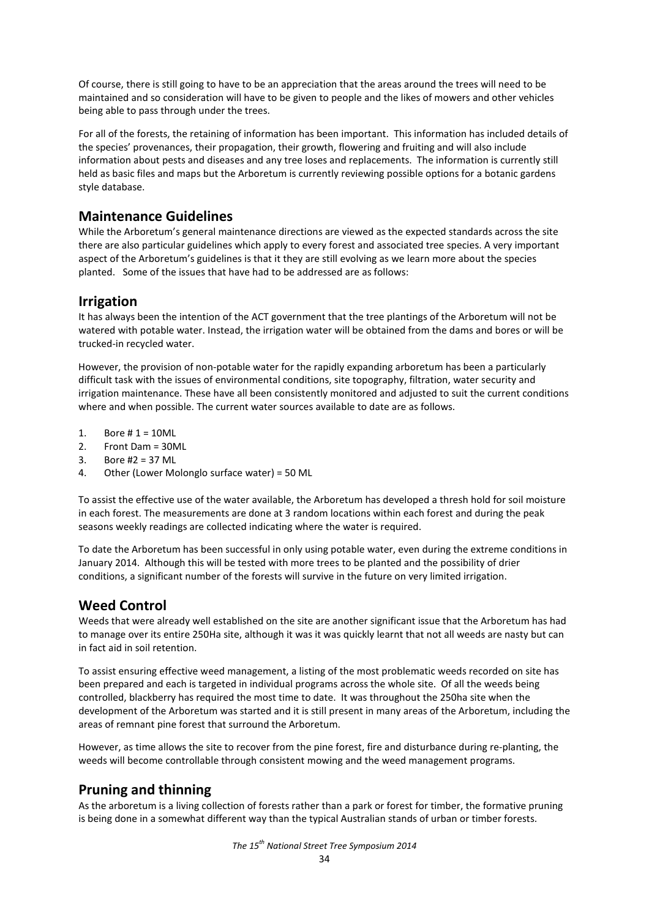Of course, there is still going to have to be an appreciation that the areas around the trees will need to be maintained and so consideration will have to be given to people and the likes of mowers and other vehicles being able to pass through under the trees.

For all of the forests, the retaining of information has been important. This information has included details of the species' provenances, their propagation, their growth, flowering and fruiting and will also include information about pests and diseases and any tree loses and replacements. The information is currently still held as basic files and maps but the Arboretum is currently reviewing possible options for a botanic gardens style database.

## Maintenance Guidelines

While the Arboretum's general maintenance directions are viewed as the expected standards across the site there are also particular guidelines which apply to every forest and associated tree species. A very important aspect of the Arboretum's guidelines is that it they are still evolving as we learn more about the species planted. Some of the issues that have had to be addressed are as follows:

## Irrigation

It has always been the intention of the ACT government that the tree plantings of the Arboretum will not be watered with potable water. Instead, the irrigation water will be obtained from the dams and bores or will be trucked-in recycled water.

However, the provision of non-potable water for the rapidly expanding arboretum has been a particularly difficult task with the issues of environmental conditions, site topography, filtration, water security and irrigation maintenance. These have all been consistently monitored and adjusted to suit the current conditions where and when possible. The current water sources available to date are as follows.

1. Bore # 1 = 10ML
2. Front Dam = 30ML
3. Bore #2 = 37 ML
4. Other (Lower Molonglo surface water) = 50 ML

To assist the effective use of the water available, the Arboretum has developed a thresh hold for soil moisture in each forest. The measurements are done at 3 random locations within each forest and during the peak seasons weekly readings are collected indicating where the water is required.

To date the Arboretum has been successful in only using potable water, even during the extreme conditions in January 2014. Although this will be tested with more trees to be planted and the possibility of drier conditions, a significant number of the forests will survive in the future on very limited irrigation.

## Weed Control

Weeds that were already well established on the site are another significant issue that the Arboretum has had to manage over its entire 250Ha site, although it was it was quickly learnt that not all weeds are nasty but can in fact aid in soil retention.

To assist ensuring effective weed management, a listing of the most problematic weeds recorded on site has been prepared and each is targeted in individual programs across the whole site. Of all the weeds being controlled, blackberry has required the most time to date. It was throughout the 250ha site when the development of the Arboretum was started and it is still present in many areas of the Arboretum, including the areas of remnant pine forest that surround the Arboretum.

However, as time allows the site to recover from the pine forest, fire and disturbance during re-planting, the weeds will become controllable through consistent mowing and the weed management programs.

## Pruning and thinning

As the arboretum is a living collection of forests rather than a park or forest for timber, the formative pruning is being done in a somewhat different way than the typical Australian stands of urban or timber forests.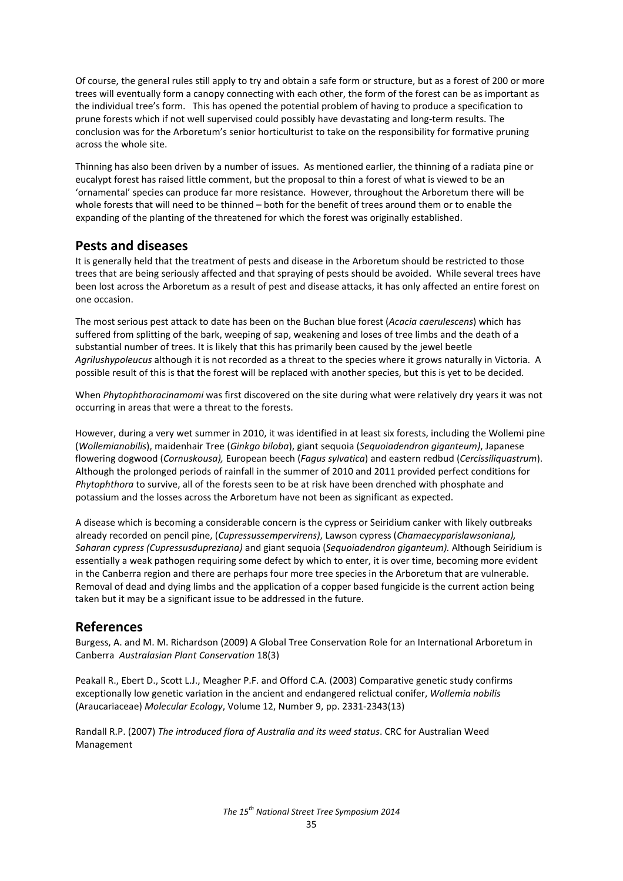Of course, the general rules still apply to try and obtain a safe form or structure, but as a forest of 200 or more trees will eventually form a canopy connecting with each other, the form of the forest can be as important as the individual tree's form. This has opened the potential problem of having to produce a specification to prune forests which if not well supervised could possibly have devastating and long-term results. The conclusion was for the Arboretum's senior horticulturist to take on the responsibility for formative pruning across the whole site.

Thinning has also been driven by a number of issues. As mentioned earlier, the thinning of a radiata pine or eucalypt forest has raised little comment, but the proposal to thin a forest of what is viewed to be an 'ornamental' species can produce far more resistance. However, throughout the Arboretum there will be whole forests that will need to be thinned – both for the benefit of trees around them or to enable the expanding of the planting of the threatened for which the forest was originally established.

## Pests and diseases

It is generally held that the treatment of pests and disease in the Arboretum should be restricted to those trees that are being seriously affected and that spraying of pests should be avoided. While several trees have been lost across the Arboretum as a result of pest and disease attacks, it has only affected an entire forest on one occasion.

The most serious pest attack to date has been on the Buchan blue forest (*Acacia caerulescens*) which has suffered from splitting of the bark, weeping of sap, weakening and loses of tree limbs and the death of a substantial number of trees. It is likely that this has primarily been caused by the jewel beetle *Agrilushypoleucus* although it is not recorded as a threat to the species where it grows naturally in Victoria. A possible result of this is that the forest will be replaced with another species, but this is yet to be decided.

When *Phytophthoracinamomi* was first discovered on the site during what were relatively dry years it was not occurring in areas that were a threat to the forests.

However, during a very wet summer in 2010, it was identified in at least six forests, including the Wollemi pine (*Wollemianobilis*), maidenhair Tree (*Ginkgo biloba*), giant sequoia (*Sequoiadendron giganteum)*, Japanese flowering dogwood (*Cornuskousa),* European beech (*Fagus sylvatica*) and eastern redbud (*Cercissiliquastrum*). Although the prolonged periods of rainfall in the summer of 2010 and 2011 provided perfect conditions for *Phytophthora* to survive, all of the forests seen to be at risk have been drenched with phosphate and potassium and the losses across the Arboretum have not been as significant as expected.

A disease which is becoming a considerable concern is the cypress or Seiridium canker with likely outbreaks already recorded on pencil pine, (*Cupressussempervirens)*, Lawson cypress (*Chamaecyparislawsoniana), Saharan cypress (Cupressusdupreziana)* and giant sequoia (*Sequoiadendron giganteum).* Although Seiridium is essentially a weak pathogen requiring some defect by which to enter, it is over time, becoming more evident in the Canberra region and there are perhaps four more tree species in the Arboretum that are vulnerable. Removal of dead and dying limbs and the application of a copper based fungicide is the current action being taken but it may be a significant issue to be addressed in the future.

## References

Burgess, A. and M. M. Richardson (2009) A Global Tree Conservation Role for an International Arboretum in Canberra *Australasian Plant Conservation* 18(3)

Peakall R., Ebert D., Scott L.J., Meagher P.F. and Offord C.A. (2003) Comparative genetic study confirms exceptionally low genetic variation in the ancient and endangered relictual conifer, *Wollemia nobilis* (Araucariaceae) *Molecular Ecology*, Volume 12, Number 9, pp. 2331-2343(13)

Randall R.P. (2007) *The introduced flora of Australia and its weed status*. CRC for Australian Weed Management